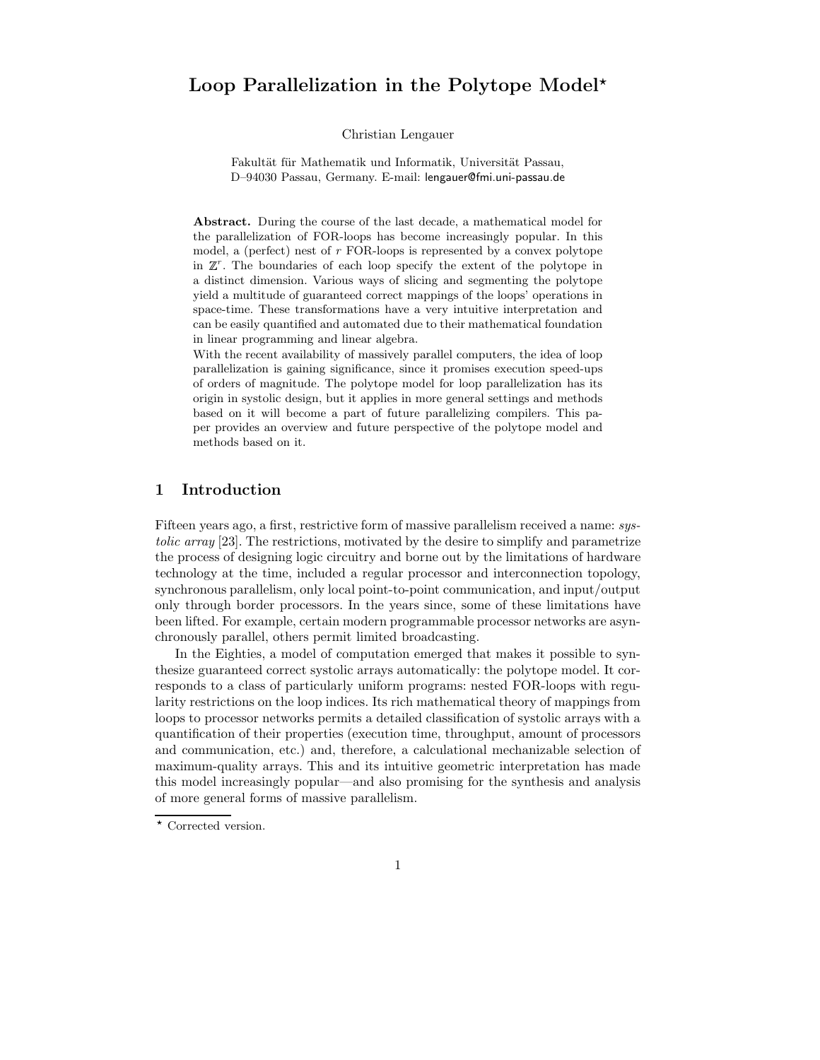# Loop Parallelization in the Polytope Model*

Christian Lengauer

Fakultät für Mathematik und Informatik, Universität Passau,
D–94030 Passau, Germany. E-mail: lengauer@fmi.uni-passau.de

**Abstract.** During the course of the last decade, a mathematical model for the parallelization of FOR-loops has become increasingly popular. In this model, a (perfect) nest of $r$ FOR-loops is represented by a convex polytope in $\mathbb{Z}^r$. The boundaries of each loop specify the extent of the polytope in a distinct dimension. Various ways of slicing and segmenting the polytope yield a multitude of guaranteed correct mappings of the loops' operations in space-time. These transformations have a very intuitive interpretation and can be easily quantified and automated due to their mathematical foundation in linear programming and linear algebra.

With the recent availability of massively parallel computers, the idea of loop parallelization is gaining significance, since it promises execution speed-ups of orders of magnitude. The polytope model for loop parallelization has its origin in systolic design, but it applies in more general settings and methods based on it will become a part of future parallelizing compilers. This paper provides an overview and future perspective of the polytope model and methods based on it.

## 1 Introduction

Fifteen years ago, a first, restrictive form of massive parallelism received a name: *systolic array* [23]. The restrictions, motivated by the desire to simplify and parametrize the process of designing logic circuitry and borne out by the limitations of hardware technology at the time, included a regular processor and interconnection topology, synchronous parallelism, only local point-to-point communication, and input/output only through border processors. In the years since, some of these limitations have been lifted. For example, certain modern programmable processor networks are asynchronously parallel, others permit limited broadcasting.

In the Eighties, a model of computation emerged that makes it possible to synthesize guaranteed correct systolic arrays automatically: the polytope model. It corresponds to a class of particularly uniform programs: nested FOR-loops with regularity restrictions on the loop indices. Its rich mathematical theory of mappings from loops to processor networks permits a detailed classification of systolic arrays with a quantification of their properties (execution time, throughput, amount of processors and communication, etc.) and, therefore, a calculational mechanizable selection of maximum-quality arrays. This and its intuitive geometric interpretation has made this model increasingly popular—and also promising for the synthesis and analysis of more general forms of massive parallelism.

* Corrected version.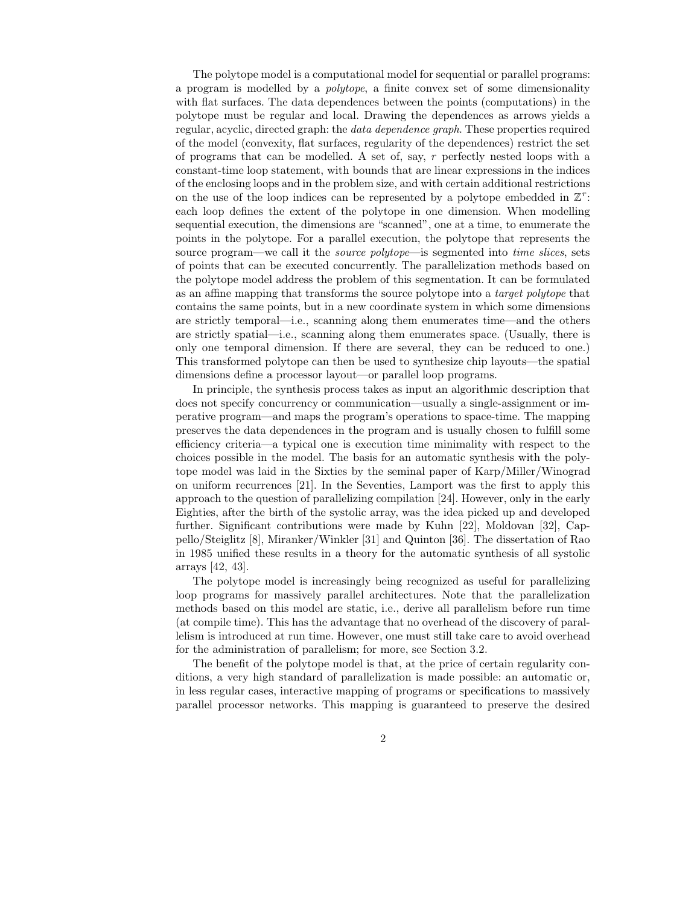The polytope model is a computational model for sequential or parallel programs: a program is modelled by a *polytope*, a finite convex set of some dimensionality with flat surfaces. The data dependences between the points (computations) in the polytope must be regular and local. Drawing the dependences as arrows yields a regular, acyclic, directed graph: the *data dependence graph*. These properties required of the model (convexity, flat surfaces, regularity of the dependences) restrict the set of programs that can be modelled. A set of, say, $r$ perfectly nested loops with a constant-time loop statement, with bounds that are linear expressions in the indices of the enclosing loops and in the problem size, and with certain additional restrictions on the use of the loop indices can be represented by a polytope embedded in $\mathbb{Z}^r$: each loop defines the extent of the polytope in one dimension. When modelling sequential execution, the dimensions are "scanned", one at a time, to enumerate the points in the polytope. For a parallel execution, the polytope that represents the source program—we call it the *source polytope*—is segmented into *time slices*, sets of points that can be executed concurrently. The parallelization methods based on the polytope model address the problem of this segmentation. It can be formulated as an affine mapping that transforms the source polytope into a *target polytope* that contains the same points, but in a new coordinate system in which some dimensions are strictly temporal—i.e., scanning along them enumerates time—and the others are strictly spatial—i.e., scanning along them enumerates space. (Usually, there is only one temporal dimension. If there are several, they can be reduced to one.) This transformed polytope can then be used to synthesize chip layouts—the spatial dimensions define a processor layout—or parallel loop programs.

In principle, the synthesis process takes as input an algorithmic description that does not specify concurrency or communication—usually a single-assignment or imperative program—and maps the program's operations to space-time. The mapping preserves the data dependences in the program and is usually chosen to fulfill some efficiency criteria—a typical one is execution time minimality with respect to the choices possible in the model. The basis for an automatic synthesis with the polytope model was laid in the Sixties by the seminal paper of Karp/Miller/Winograd on uniform recurrences [21]. In the Seventies, Lamport was the first to apply this approach to the question of parallelizing compilation [24]. However, only in the early Eighties, after the birth of the systolic array, was the idea picked up and developed further. Significant contributions were made by Kuhn [22], Moldovan [32], Cappello/Steiglitz [8], Miranker/Winkler [31] and Quinton [36]. The dissertation of Rao in 1985 unified these results in a theory for the automatic synthesis of all systolic arrays [42, 43].

The polytope model is increasingly being recognized as useful for parallelizing loop programs for massively parallel architectures. Note that the parallelization methods based on this model are static, i.e., derive all parallelism before run time (at compile time). This has the advantage that no overhead of the discovery of parallelism is introduced at run time. However, one must still take care to avoid overhead for the administration of parallelism; for more, see Section 3.2.

The benefit of the polytope model is that, at the price of certain regularity conditions, a very high standard of parallelization is made possible: an automatic or, in less regular cases, interactive mapping of programs or specifications to massively parallel processor networks. This mapping is guaranteed to preserve the desired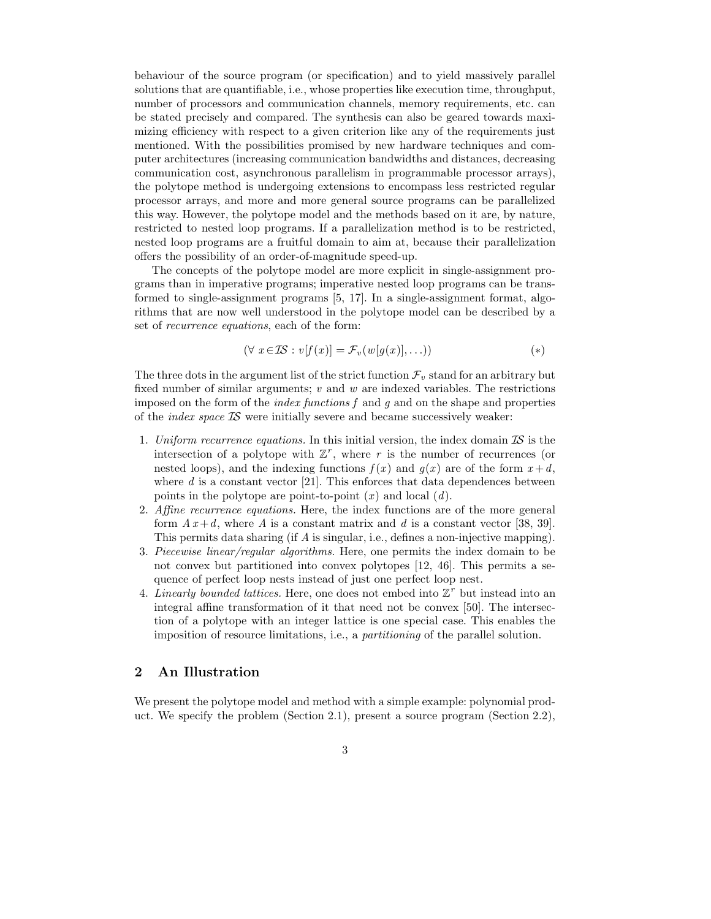behaviour of the source program (or specification) and to yield massively parallel solutions that are quantifiable, i.e., whose properties like execution time, throughput, number of processors and communication channels, memory requirements, etc. can be stated precisely and compared. The synthesis can also be geared towards maximizing efficiency with respect to a given criterion like any of the requirements just mentioned. With the possibilities promised by new hardware techniques and computer architectures (increasing communication bandwidths and distances, decreasing communication cost, asynchronous parallelism in programmable processor arrays), the polytope method is undergoing extensions to encompass less restricted regular processor arrays, and more and more general source programs can be parallelized this way. However, the polytope model and the methods based on it are, by nature, restricted to nested loop programs. If a parallelization method is to be restricted, nested loop programs are a fruitful domain to aim at, because their parallelization offers the possibility of an order-of-magnitude speed-up.

The concepts of the polytope model are more explicit in single-assignment programs than in imperative programs; imperative nested loop programs can be transformed to single-assignment programs [5, 17]. In a single-assignment format, algorithms that are now well understood in the polytope model can be described by a set of *recurrence equations*, each of the form:

$$(\forall\ x \in \mathcal{IS} : v[f(x)] = \mathcal{F}_v(w[g(x)], \ldots)) \qquad (*)$$

The three dots in the argument list of the strict function $\mathcal{F}_v$ stand for an arbitrary but fixed number of similar arguments; $v$ and $w$ are indexed variables. The restrictions imposed on the form of the *index functions* $f$ and $g$ and on the shape and properties of the *index space* $\mathcal{IS}$ were initially severe and became successively weaker:

1. *Uniform recurrence equations.* In this initial version, the index domain $\mathcal{IS}$ is the intersection of a polytope with $\mathbb{Z}^r$, where $r$ is the number of recurrences (or nested loops), and the indexing functions $f(x)$ and $g(x)$ are of the form $x+d$, where $d$ is a constant vector [21]. This enforces that data dependences between points in the polytope are point-to-point ($x$) and local ($d$).
2. *Affine recurrence equations.* Here, the index functions are of the more general form $A\,x+d$, where $A$ is a constant matrix and $d$ is a constant vector [38, 39]. This permits data sharing (if $A$ is singular, i.e., defines a non-injective mapping).
3. *Piecewise linear/regular algorithms.* Here, one permits the index domain to be not convex but partitioned into convex polytopes [12, 46]. This permits a sequence of perfect loop nests instead of just one perfect loop nest.
4. *Linearly bounded lattices.* Here, one does not embed into $\mathbb{Z}^r$ but instead into an integral affine transformation of it that need not be convex [50]. The intersection of a polytope with an integer lattice is one special case. This enables the imposition of resource limitations, i.e., a *partitioning* of the parallel solution.

## 2 An Illustration

We present the polytope model and method with a simple example: polynomial product. We specify the problem (Section 2.1), present a source program (Section 2.2),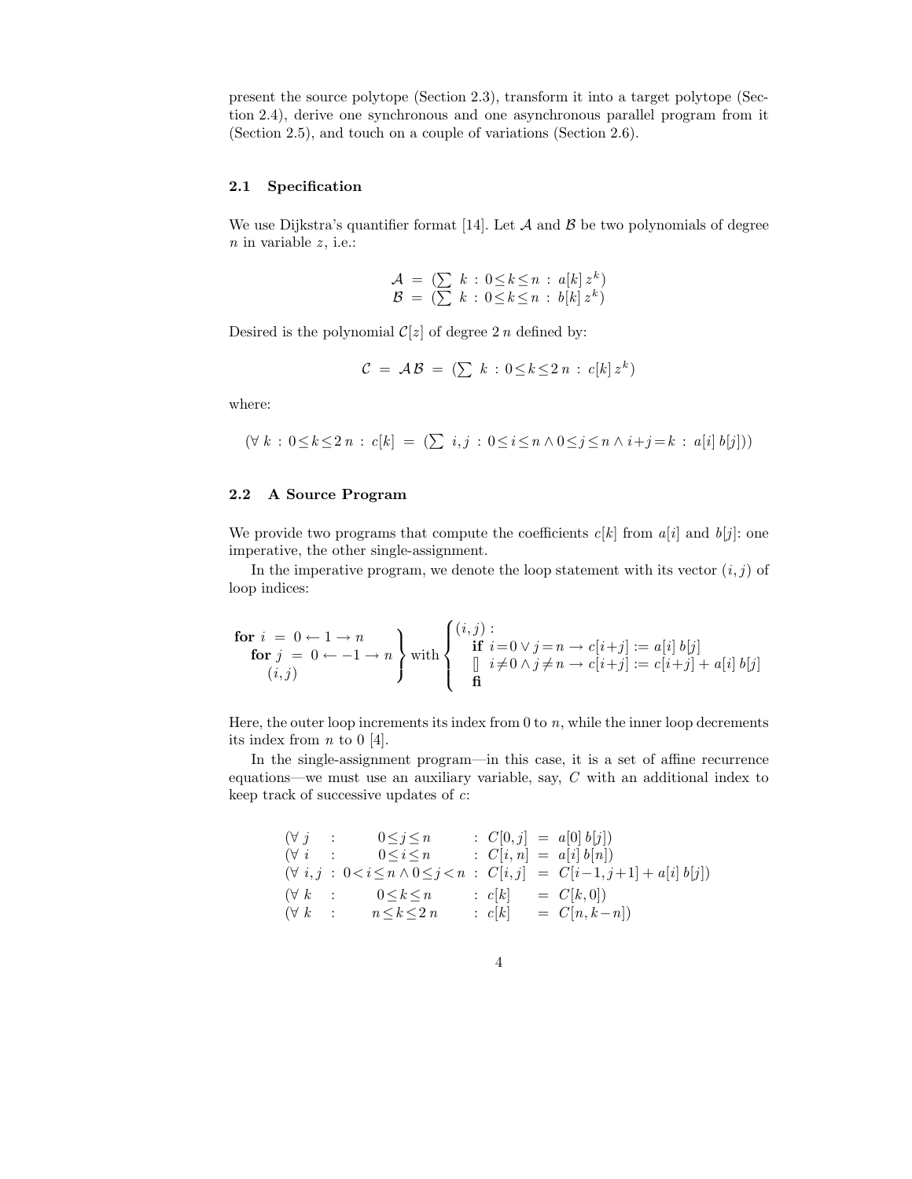present the source polytope (Section 2.3), transform it into a target polytope (Section 2.4), derive one synchronous and one asynchronous parallel program from it (Section 2.5), and touch on a couple of variations (Section 2.6).

### 2.1 Specification

We use Dijkstra's quantifier format [14]. Let $\mathcal{A}$ and $\mathcal{B}$ be two polynomials of degree $n$ in variable $z$, i.e.:

$$
\begin{array}{lcl}
\mathcal{A} & = & (\sum\ k\ :\ 0 \leq k \leq n\ :\ a[k]\, z^k) \\
\mathcal{B} & = & (\sum\ k\ :\ 0 \leq k \leq n\ :\ b[k]\, z^k)
\end{array}
$$

Desired is the polynomial $\mathcal{C}[z]$ of degree $2\,n$ defined by:

$$
\mathcal{C}\ =\ \mathcal{A}\,\mathcal{B}\ =\ (\sum\ k\ :\ 0 \leq k \leq 2\,n\ :\ c[k]\, z^k)
$$

where:

$$
(\forall\ k\ :\ 0 \leq k \leq 2\,n\ :\ c[k]\ =\ (\sum\ i,j\ :\ 0 \leq i \leq n \wedge 0 \leq j \leq n \wedge i+j=k\ :\ a[i]\, b[j]))
$$

### 2.2 A Source Program

We provide two programs that compute the coefficients $c[k]$ from $a[i]$ and $b[j]$: one imperative, the other single-assignment.

In the imperative program, we denote the loop statement with its vector $(i,j)$ of loop indices:

$$
\left.
\begin{array}{l}
\textbf{for}\ i\ =\ 0 \leftarrow 1 \rightarrow n \\
\quad \textbf{for}\ j\ =\ 0 \leftarrow -1 \rightarrow n \\
\qquad (i,j)
\end{array}
\right\}
\text{ with }
\left\{
\begin{array}{l}
(i,j) : \\
\quad \textbf{if}\ i=0 \vee j=n \rightarrow c[i+j] := a[i]\, b[j] \\
\quad [\!]\ \ i \neq 0 \wedge j \neq n \rightarrow c[i+j] := c[i+j] + a[i]\, b[j] \\
\quad \textbf{fi}
\end{array}
\right.
$$

Here, the outer loop increments its index from 0 to $n$, while the inner loop decrements its index from $n$ to 0 [4].

In the single-assignment program—in this case, it is a set of affine recurrence equations—we must use an auxiliary variable, say, $C$ with an additional index to keep track of successive updates of $c$:

$$
\begin{array}{llll}
(\forall\ j & : & 0 \leq j \leq n & :\ C[0,j]\ =\ a[0]\, b[j]) \\
(\forall\ i & : & 0 \leq i \leq n & :\ C[i,n]\ =\ a[i]\, b[n]) \\
(\forall\ i,j & : & 0 < i \leq n \wedge 0 \leq j < n & :\ C[i,j]\ =\ C[i-1,j+1] + a[i]\, b[j]) \\
(\forall\ k & : & 0 \leq k \leq n & :\ c[k]\ \ =\ C[k,0]) \\
(\forall\ k & : & n \leq k \leq 2\,n & :\ c[k]\ \ =\ C[n,k-n])
\end{array}
$$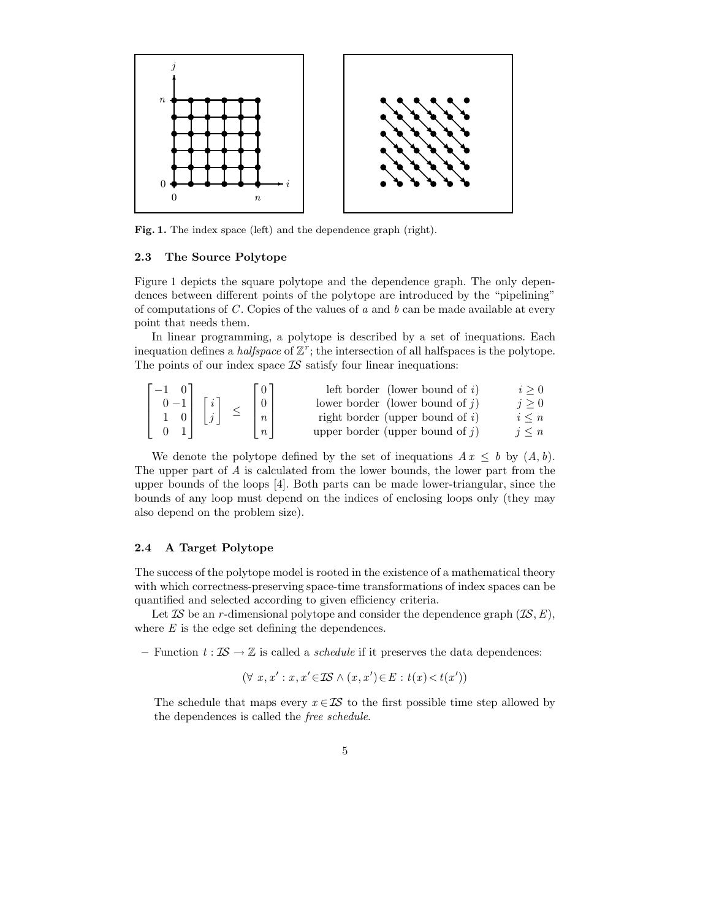**Fig. 1.** The index space (left) and the dependence graph (right).

### 2.3 The Source Polytope

Figure 1 depicts the square polytope and the dependence graph. The only dependences between different points of the polytope are introduced by the "pipelining" of computations of $C$. Copies of the values of $a$ and $b$ can be made available at every point that needs them.

In linear programming, a polytope is described by a set of inequations. Each inequation defines a *halfspace* of $\mathbb{Z}^r$; the intersection of all halfspaces is the polytope. The points of our index space $\mathcal{IS}$ satisfy four linear inequations:

$$\begin{bmatrix} -1 & 0 \\ 0 & -1 \\ 1 & 0 \\ 0 & 1 \end{bmatrix} \begin{bmatrix} i \\ j \end{bmatrix} \leq \begin{bmatrix} 0 \\ 0 \\ n \\ n \end{bmatrix} \qquad \begin{array}{rl} \text{left border} & \text{(lower bound of } i\text{)} \\ \text{lower border} & \text{(lower bound of } j\text{)} \\ \text{right border} & \text{(upper bound of } i\text{)} \\ \text{upper border} & \text{(upper bound of } j\text{)} \end{array} \qquad \begin{array}{r} i \geq 0 \\ j \geq 0 \\ i \leq n \\ j \leq n \end{array}$$

We denote the polytope defined by the set of inequations $A\,x \leq b$ by $(A, b)$. The upper part of $A$ is calculated from the lower bounds, the lower part from the upper bounds of the loops [4]. Both parts can be made lower-triangular, since the bounds of any loop must depend on the indices of enclosing loops only (they may also depend on the problem size).

### 2.4 A Target Polytope

The success of the polytope model is rooted in the existence of a mathematical theory with which correctness-preserving space-time transformations of index spaces can be quantified and selected according to given efficiency criteria.

Let $\mathcal{IS}$ be an $r$-dimensional polytope and consider the dependence graph $(\mathcal{IS}, E)$, where $E$ is the edge set defining the dependences.

– Function $t : \mathcal{IS} \rightarrow \mathbb{Z}$ is called a *schedule* if it preserves the data dependences:

$$(\forall\ x, x' : x, x' \in \mathcal{IS} \wedge (x, x') \in E : t(x) < t(x'))$$

The schedule that maps every $x \in \mathcal{IS}$ to the first possible time step allowed by the dependences is called the *free schedule*.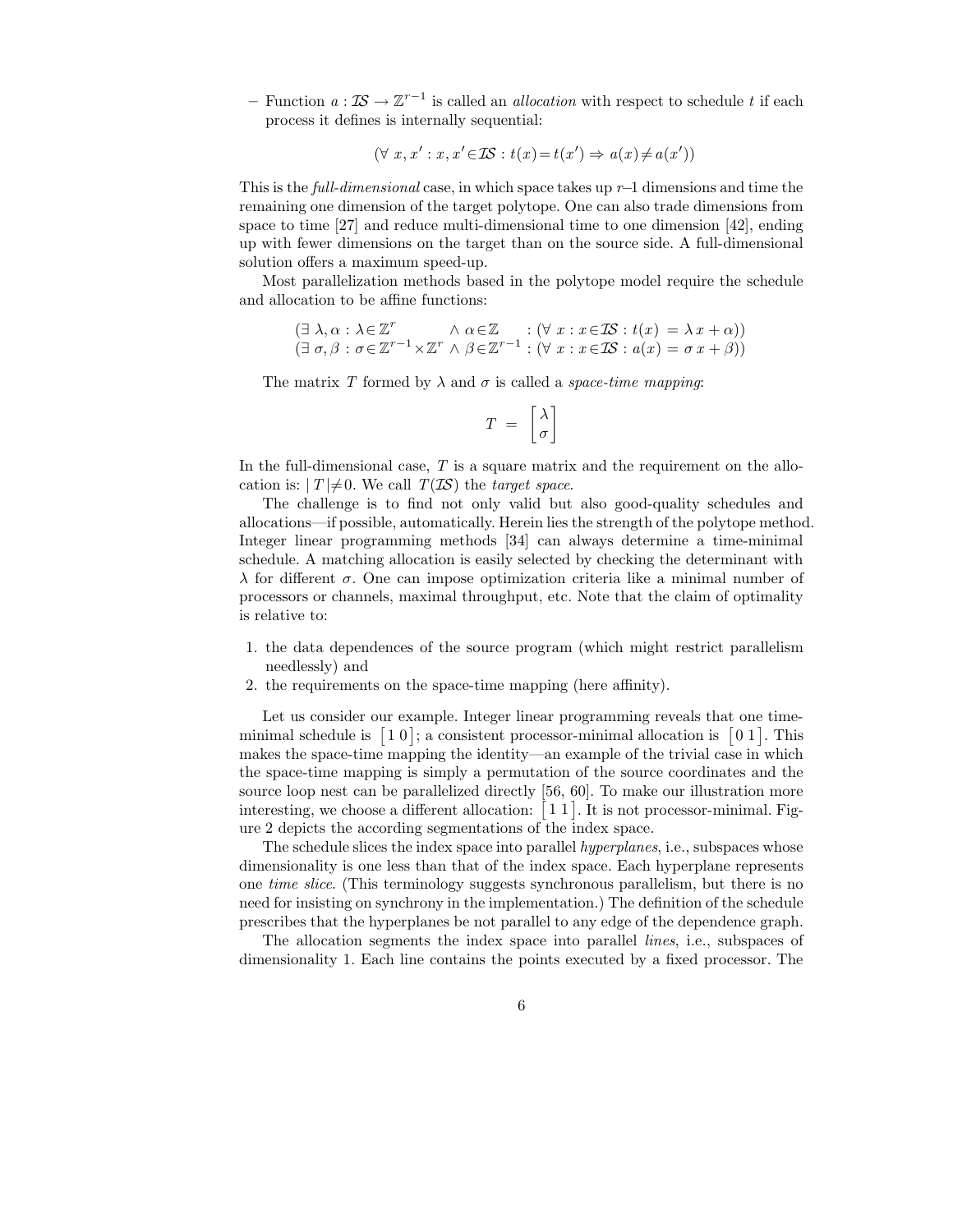– Function $a : \mathcal{IS} \to \mathbb{Z}^{r-1}$ is called an *allocation* with respect to schedule $t$ if each process it defines is internally sequential:

$$(\forall\; x, x' : x, x' \in \mathcal{IS} : t(x) = t(x') \Rightarrow a(x) \neq a(x'))$$

This is the *full-dimensional* case, in which space takes up $r$–1 dimensions and time the remaining one dimension of the target polytope. One can also trade dimensions from space to time [27] and reduce multi-dimensional time to one dimension [42], ending up with fewer dimensions on the target than on the source side. A full-dimensional solution offers a maximum speed-up.

Most parallelization methods based in the polytope model require the schedule and allocation to be affine functions:

$$\begin{array}{lll}
(\exists\; \lambda, \alpha : \lambda \in \mathbb{Z}^r & \wedge\; \alpha \in \mathbb{Z} & : (\forall\; x : x \in \mathcal{IS} : t(x) \;=\; \lambda\, x + \alpha)) \\
(\exists\; \sigma, \beta : \sigma \in \mathbb{Z}^{r-1} \times \mathbb{Z}^r & \wedge\; \beta \in \mathbb{Z}^{r-1} & : (\forall\; x : x \in \mathcal{IS} : a(x) \;=\; \sigma\, x + \beta))
\end{array}$$

The matrix $T$ formed by $\lambda$ and $\sigma$ is called a *space-time mapping*:

$$T \;=\; \begin{bmatrix} \lambda \\ \sigma \end{bmatrix}$$

In the full-dimensional case, $T$ is a square matrix and the requirement on the allocation is: $|\, T \,| \neq 0$. We call $T(\mathcal{IS})$ the *target space*.

The challenge is to find not only valid but also good-quality schedules and allocations—if possible, automatically. Herein lies the strength of the polytope method. Integer linear programming methods [34] can always determine a time-minimal schedule. A matching allocation is easily selected by checking the determinant with $\lambda$ for different $\sigma$. One can impose optimization criteria like a minimal number of processors or channels, maximal throughput, etc. Note that the claim of optimality is relative to:

1. the data dependences of the source program (which might restrict parallelism needlessly) and
2. the requirements on the space-time mapping (here affinity).

Let us consider our example. Integer linear programming reveals that one time-minimal schedule is $\begin{bmatrix} 1 \; 0 \end{bmatrix}$; a consistent processor-minimal allocation is $\begin{bmatrix} 0 \; 1 \end{bmatrix}$. This makes the space-time mapping the identity—an example of the trivial case in which the space-time mapping is simply a permutation of the source coordinates and the source loop nest can be parallelized directly [56, 60]. To make our illustration more interesting, we choose a different allocation: $\begin{bmatrix} 1 \; 1 \end{bmatrix}$. It is not processor-minimal. Figure 2 depicts the according segmentations of the index space.

The schedule slices the index space into parallel *hyperplanes*, i.e., subspaces whose dimensionality is one less than that of the index space. Each hyperplane represents one *time slice*. (This terminology suggests synchronous parallelism, but there is no need for insisting on synchrony in the implementation.) The definition of the schedule prescribes that the hyperplanes be not parallel to any edge of the dependence graph.

The allocation segments the index space into parallel *lines*, i.e., subspaces of dimensionality 1. Each line contains the points executed by a fixed processor. The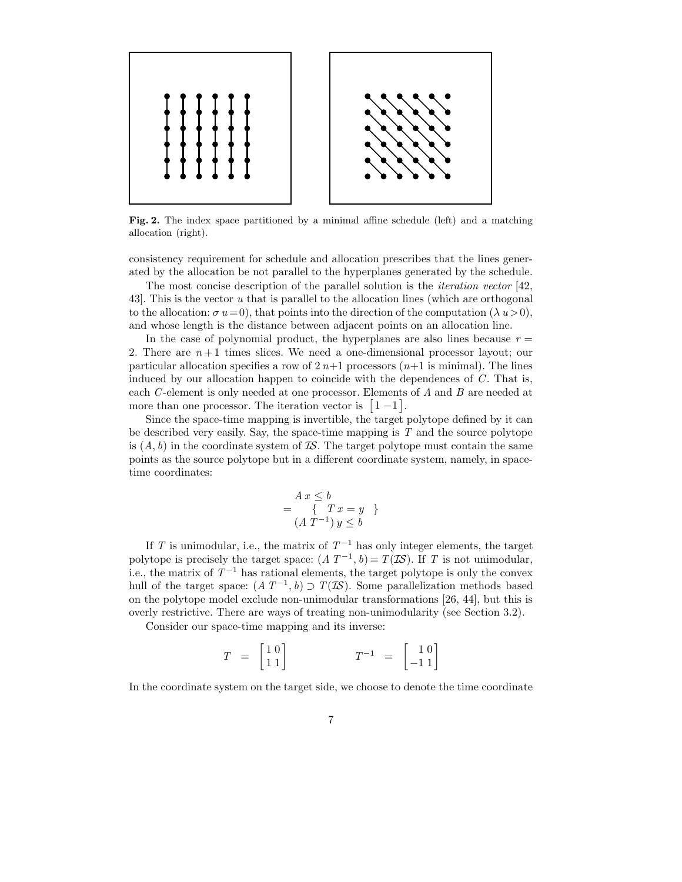**Fig. 2.** The index space partitioned by a minimal affine schedule (left) and a matching allocation (right).

consistency requirement for schedule and allocation prescribes that the lines generated by the allocation be not parallel to the hyperplanes generated by the schedule.

The most concise description of the parallel solution is the *iteration vector* [42, 43]. This is the vector $u$ that is parallel to the allocation lines (which are orthogonal to the allocation: $\sigma\, u = 0$), that points into the direction of the computation ($\lambda\, u > 0$), and whose length is the distance between adjacent points on an allocation line.

In the case of polynomial product, the hyperplanes are also lines because $r = 2$. There are $n+1$ times slices. We need a one-dimensional processor layout; our particular allocation specifies a row of $2\,n+1$ processors ($n+1$ is minimal). The lines induced by our allocation happen to coincide with the dependences of $C$. That is, each $C$-element is only needed at one processor. Elements of $A$ and $B$ are needed at more than one processor. The iteration vector is $\begin{bmatrix} 1 & -1 \end{bmatrix}$.

Since the space-time mapping is invertible, the target polytope defined by it can be described very easily. Say, the space-time mapping is $T$ and the source polytope is $(A, b)$ in the coordinate system of $\mathcal{IS}$. The target polytope must contain the same points as the source polytope but in a different coordinate system, namely, in space-time coordinates:

$$
\begin{array}{c}
A\,x \le b \\
= \quad \{ \quad T\,x = y \quad \} \\
(A\;T^{-1})\,y \le b
\end{array}
$$

If $T$ is unimodular, i.e., the matrix of $T^{-1}$ has only integer elements, the target polytope is precisely the target space: $(A\;T^{-1}, b) = T(\mathcal{IS})$. If $T$ is not unimodular, i.e., the matrix of $T^{-1}$ has rational elements, the target polytope is only the convex hull of the target space: $(A\;T^{-1}, b) \supset T(\mathcal{IS})$. Some parallelization methods based on the polytope model exclude non-unimodular transformations [26, 44], but this is overly restrictive. There are ways of treating non-unimodularity (see Section 3.2).

Consider our space-time mapping and its inverse:

$$
T \;=\; \begin{bmatrix} 1 & 0 \\ 1 & 1 \end{bmatrix} \qquad\qquad T^{-1} \;=\; \begin{bmatrix} 1 & 0 \\ -1 & 1 \end{bmatrix}
$$

In the coordinate system on the target side, we choose to denote the time coordinate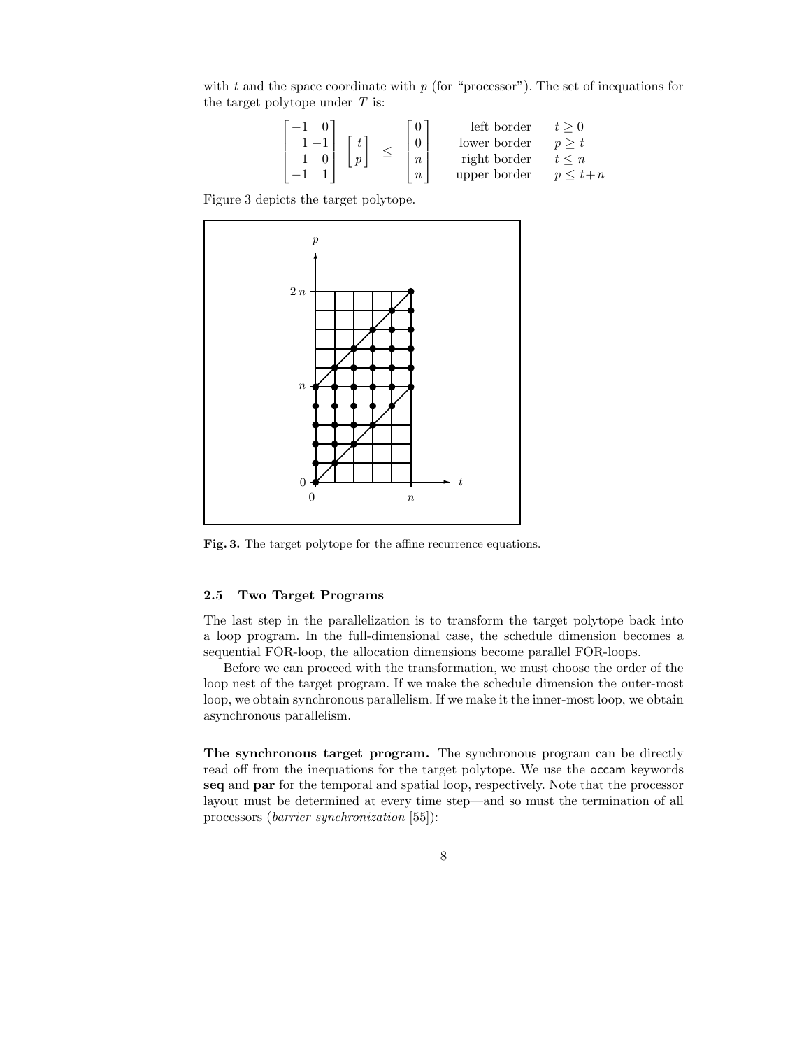with $t$ and the space coordinate with $p$ (for "processor"). The set of inequations for the target polytope under $T$ is:

$$\begin{bmatrix} -1 & 0 \\ 1 & -1 \\ 1 & 0 \\ -1 & 1 \end{bmatrix} \begin{bmatrix} t \\ p \end{bmatrix} \leq \begin{bmatrix} 0 \\ 0 \\ n \\ n \end{bmatrix} \qquad \begin{array}{rl} \text{left border} & t \geq 0 \\ \text{lower border} & p \geq t \\ \text{right border} & t \leq n \\ \text{upper border} & p \leq t+n \end{array}$$

Figure 3 depicts the target polytope.

**Fig. 3.** The target polytope for the affine recurrence equations.

### 2.5 Two Target Programs

The last step in the parallelization is to transform the target polytope back into a loop program. In the full-dimensional case, the schedule dimension becomes a sequential FOR-loop, the allocation dimensions become parallel FOR-loops.

Before we can proceed with the transformation, we must choose the order of the loop nest of the target program. If we make the schedule dimension the outer-most loop, we obtain synchronous parallelism. If we make it the inner-most loop, we obtain asynchronous parallelism.

**The synchronous target program.** The synchronous program can be directly read off from the inequations for the target polytope. We use the occam keywords **seq** and **par** for the temporal and spatial loop, respectively. Note that the processor layout must be determined at every time step—and so must the termination of all processors (*barrier synchronization* [55]):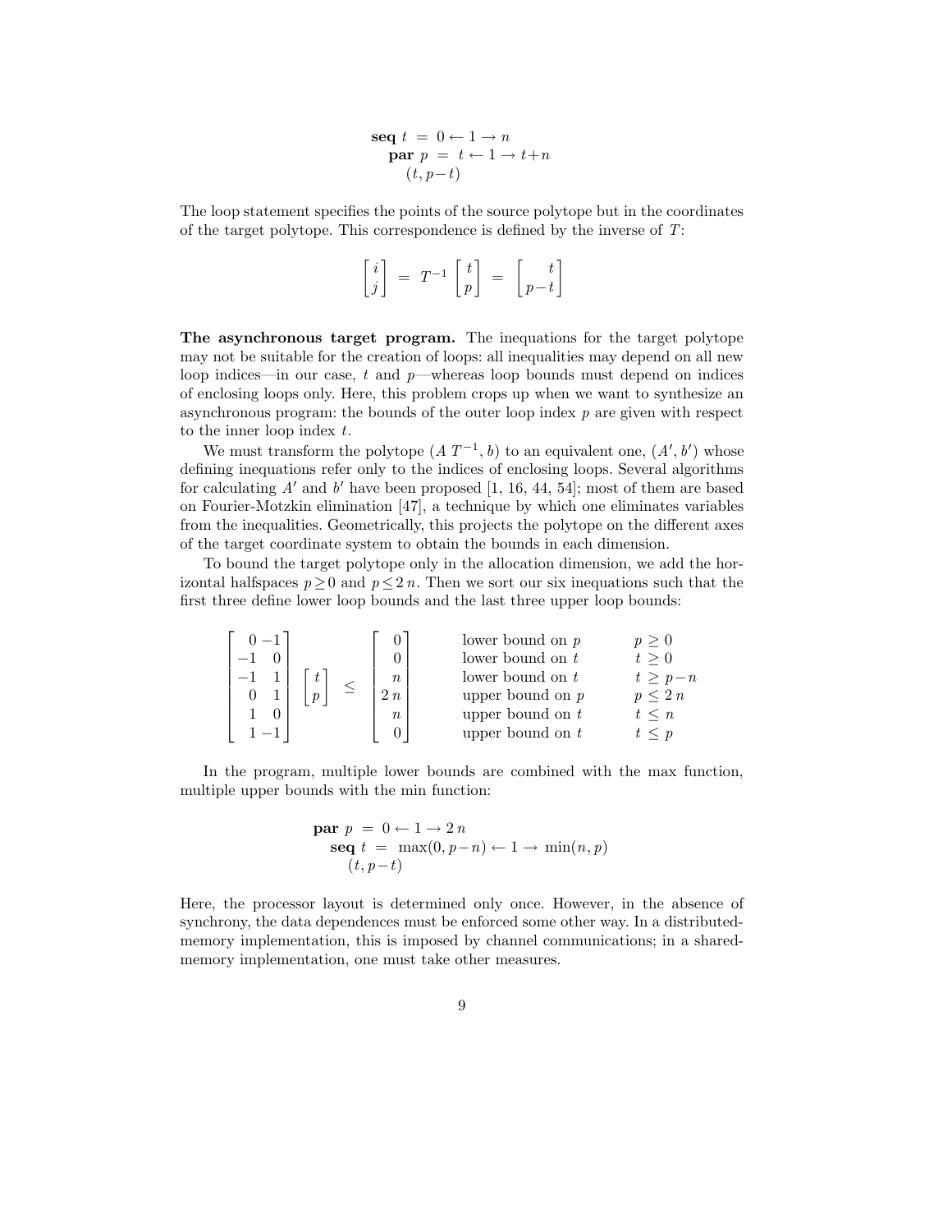$$\begin{array}{l}
\textbf{seq } t \;=\; 0 \leftarrow 1 \rightarrow n \\
\quad \textbf{par } p \;=\; t \leftarrow 1 \rightarrow t{+}n \\
\qquad (t, p{-}t)
\end{array}$$

The loop statement specifies the points of the source polytope but in the coordinates of the target polytope. This correspondence is defined by the inverse of $T$:

$$\begin{bmatrix} i \\ j \end{bmatrix} \;=\; T^{-1} \begin{bmatrix} t \\ p \end{bmatrix} \;=\; \begin{bmatrix} t \\ p{-}t \end{bmatrix}$$

**The asynchronous target program.** The inequations for the target polytope may not be suitable for the creation of loops: all inequalities may depend on all new loop indices—in our case, $t$ and $p$—whereas loop bounds must depend on indices of enclosing loops only. Here, this problem crops up when we want to synthesize an asynchronous program: the bounds of the outer loop index $p$ are given with respect to the inner loop index $t$.

We must transform the polytope $(A\,T^{-1}, b)$ to an equivalent one, $(A', b')$ whose defining inequations refer only to the indices of enclosing loops. Several algorithms for calculating $A'$ and $b'$ have been proposed [1, 16, 44, 54]; most of them are based on Fourier-Motzkin elimination [47], a technique by which one eliminates variables from the inequalities. Geometrically, this projects the polytope on the different axes of the target coordinate system to obtain the bounds in each dimension.

To bound the target polytope only in the allocation dimension, we add the horizontal halfspaces $p \geq 0$ and $p \leq 2\,n$. Then we sort our six inequations such that the first three define lower loop bounds and the last three upper loop bounds:

$$\begin{bmatrix} 0 & -1 \\ -1 & 0 \\ -1 & 1 \\ 0 & 1 \\ 1 & 0 \\ 1 & -1 \end{bmatrix} \begin{bmatrix} t \\ p \end{bmatrix} \;\leq\; \begin{bmatrix} 0 \\ 0 \\ n \\ 2\,n \\ n \\ 0 \end{bmatrix} \qquad \begin{array}{ll} \text{lower bound on } p & p \geq 0 \\ \text{lower bound on } t & t \geq 0 \\ \text{lower bound on } t & t \geq p{-}n \\ \text{upper bound on } p & p \leq 2\,n \\ \text{upper bound on } t & t \leq n \\ \text{upper bound on } t & t \leq p \end{array}$$

In the program, multiple lower bounds are combined with the max function, multiple upper bounds with the min function:

$$\begin{array}{l}
\textbf{par } p \;=\; 0 \leftarrow 1 \rightarrow 2\,n \\
\quad \textbf{seq } t \;=\; \max(0, p{-}n) \leftarrow 1 \rightarrow \min(n, p) \\
\qquad (t, p{-}t)
\end{array}$$

Here, the processor layout is determined only once. However, in the absence of synchrony, the data dependences must be enforced some other way. In a distributed-memory implementation, this is imposed by channel communications; in a shared-memory implementation, one must take other measures.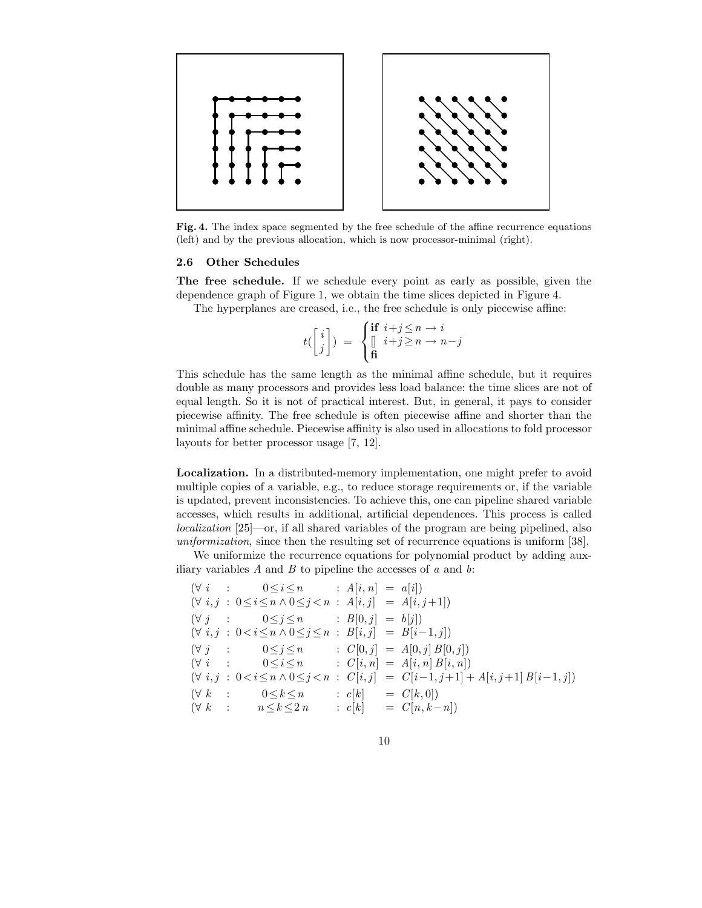**Fig. 4.** The index space segmented by the free schedule of the affine recurrence equations (left) and by the previous allocation, which is now processor-minimal (right).

### 2.6 Other Schedules

**The free schedule.** If we schedule every point as early as possible, given the dependence graph of Figure 1, we obtain the time slices depicted in Figure 4.

The hyperplanes are creased, i.e., the free schedule is only piecewise affine:

$$t(\begin{bmatrix} i \\ j \end{bmatrix}) = \begin{cases} \textbf{if } i+j \leq n \rightarrow i \\ [] \;\; i+j \geq n \rightarrow n-j \\ \textbf{fi} \end{cases}$$

This schedule has the same length as the minimal affine schedule, but it requires double as many processors and provides less load balance: the time slices are not of equal length. So it is not of practical interest. But, in general, it pays to consider piecewise affinity. The free schedule is often piecewise affine and shorter than the minimal affine schedule. Piecewise affinity is also used in allocations to fold processor layouts for better processor usage [7, 12].

**Localization.** In a distributed-memory implementation, one might prefer to avoid multiple copies of a variable, e.g., to reduce storage requirements or, if the variable is updated, prevent inconsistencies. To achieve this, one can pipeline shared variable accesses, which results in additional, artificial dependences. This process is called *localization* [25]—or, if all shared variables of the program are being pipelined, also *uniformization*, since then the resulting set of recurrence equations is uniform [38].

We uniformize the recurrence equations for polynomial product by adding auxiliary variables $A$ and $B$ to pipeline the accesses of $a$ and $b$:

$$\begin{array}{lllll}
(\forall\ i & : & 0 \leq i \leq n & : A[i,n] & = a[i]) \\
(\forall\ i,j & : & 0 \leq i \leq n \wedge 0 \leq j < n & : A[i,j] & = A[i,j+1]) \\
(\forall\ j & : & 0 \leq j \leq n & : B[0,j] & = b[j]) \\
(\forall\ i,j & : & 0 < i \leq n \wedge 0 \leq j \leq n & : B[i,j] & = B[i-1,j]) \\
(\forall\ j & : & 0 \leq j \leq n & : C[0,j] & = A[0,j]\,B[0,j]) \\
(\forall\ i & : & 0 \leq i \leq n & : C[i,n] & = A[i,n]\,B[i,n]) \\
(\forall\ i,j & : & 0 < i \leq n \wedge 0 \leq j < n & : C[i,j] & = C[i-1,j+1] + A[i,j+1]\,B[i-1,j]) \\
(\forall\ k & : & 0 \leq k \leq n & : c[k] & = C[k,0]) \\
(\forall\ k & : & n \leq k \leq 2\,n & : c[k] & = C[n,k-n])
\end{array}$$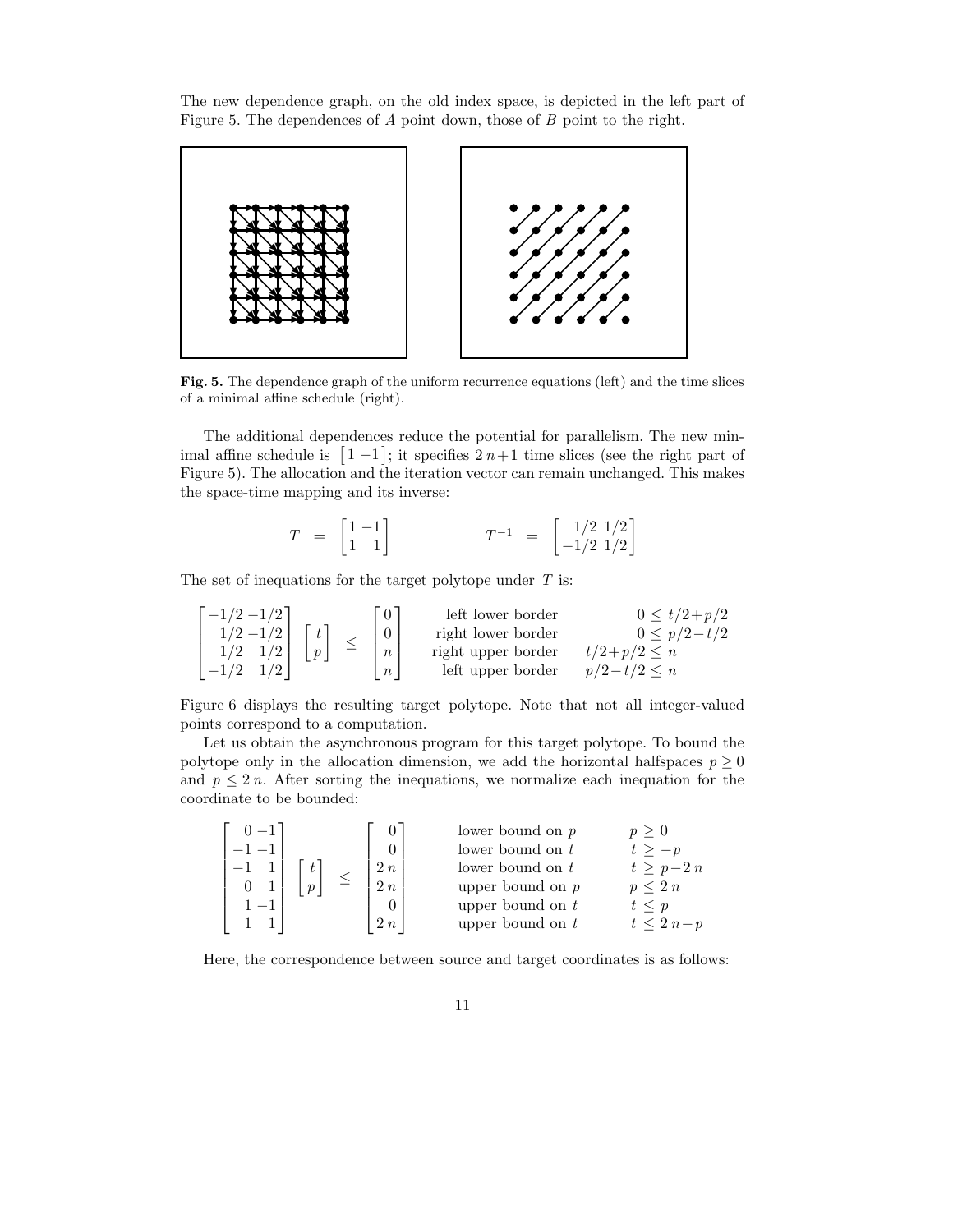The new dependence graph, on the old index space, is depicted in the left part of Figure 5. The dependences of $A$ point down, those of $B$ point to the right.

**Fig. 5.** The dependence graph of the uniform recurrence equations (left) and the time slices of a minimal affine schedule (right).

The additional dependences reduce the potential for parallelism. The new minimal affine schedule is $\begin{bmatrix} 1 & -1 \end{bmatrix}$; it specifies $2\,n+1$ time slices (see the right part of Figure 5). The allocation and the iteration vector can remain unchanged. This makes the space-time mapping and its inverse:

$$T \;=\; \begin{bmatrix} 1 & -1 \\ 1 & 1 \end{bmatrix} \qquad\qquad T^{-1} \;=\; \begin{bmatrix} 1/2 & 1/2 \\ -1/2 & 1/2 \end{bmatrix}$$

The set of inequations for the target polytope under $T$ is:

$$\begin{bmatrix} -1/2 & -1/2 \\ 1/2 & -1/2 \\ 1/2 & 1/2 \\ -1/2 & 1/2 \end{bmatrix} \begin{bmatrix} t \\ p \end{bmatrix} \;\le\; \begin{bmatrix} 0 \\ 0 \\ n \\ n \end{bmatrix} \qquad \begin{array}{rr} \text{left lower border} & 0 \le t/2+p/2 \\ \text{right lower border} & 0 \le p/2-t/2 \\ \text{right upper border} & t/2+p/2 \le n \\ \text{left upper border} & p/2-t/2 \le n \end{array}$$

Figure 6 displays the resulting target polytope. Note that not all integer-valued points correspond to a computation.

Let us obtain the asynchronous program for this target polytope. To bound the polytope only in the allocation dimension, we add the horizontal halfspaces $p \ge 0$ and $p \le 2\,n$. After sorting the inequations, we normalize each inequation for the coordinate to be bounded:

$$\begin{bmatrix} 0 & -1 \\ -1 & -1 \\ -1 & 1 \\ 0 & 1 \\ 1 & -1 \\ 1 & 1 \end{bmatrix} \begin{bmatrix} t \\ p \end{bmatrix} \;\le\; \begin{bmatrix} 0 \\ 0 \\ 2\,n \\ 2\,n \\ 0 \\ 2\,n \end{bmatrix} \qquad \begin{array}{ll} \text{lower bound on } p & p \ge 0 \\ \text{lower bound on } t & t \ge -p \\ \text{lower bound on } t & t \ge p-2\,n \\ \text{upper bound on } p & p \le 2\,n \\ \text{upper bound on } t & t \le p \\ \text{upper bound on } t & t \le 2\,n-p \end{array}$$

Here, the correspondence between source and target coordinates is as follows: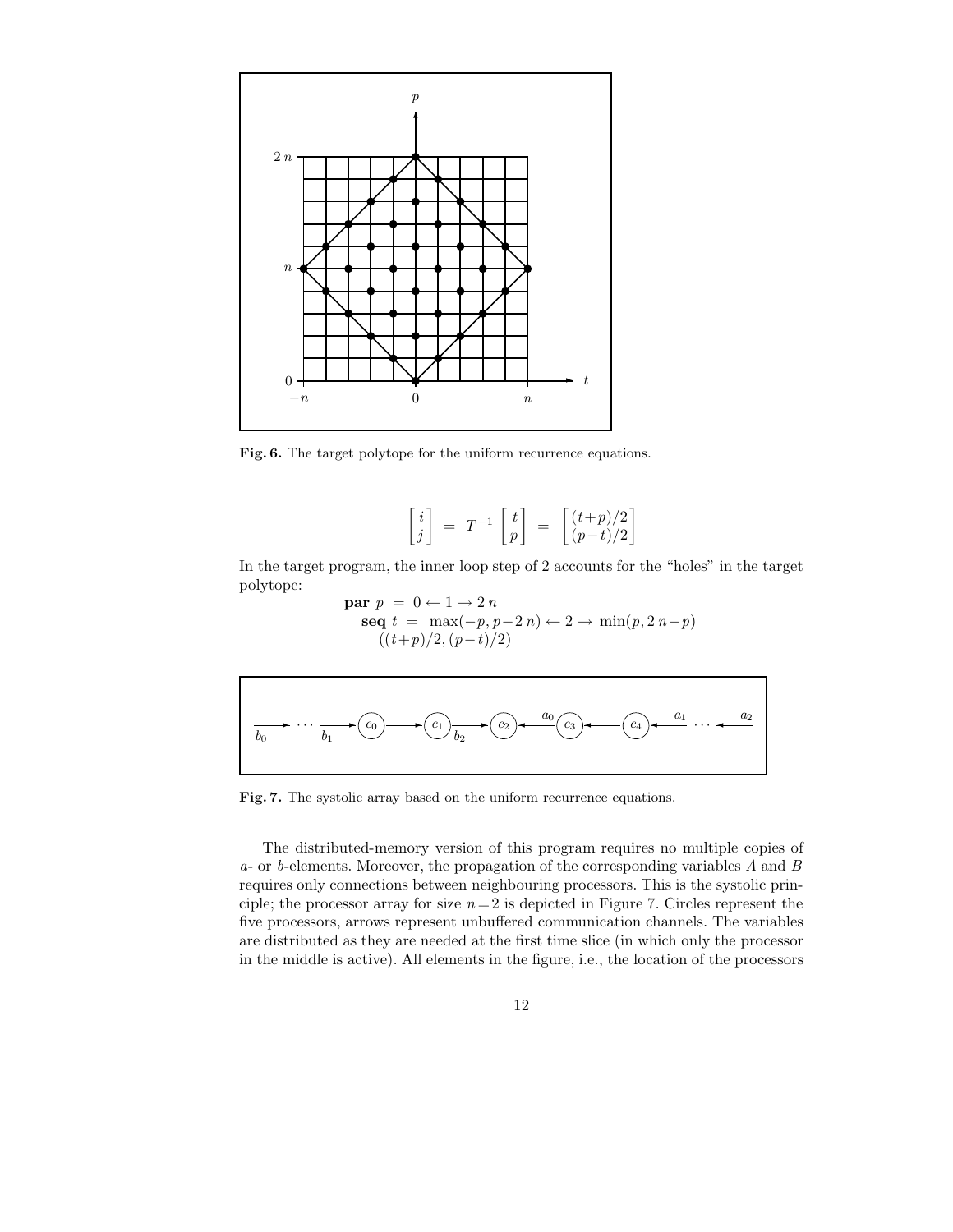**Fig. 6.** The target polytope for the uniform recurrence equations.

$$\begin{bmatrix} i \\ j \end{bmatrix} = T^{-1} \begin{bmatrix} t \\ p \end{bmatrix} = \begin{bmatrix} (t+p)/2 \\ (p-t)/2 \end{bmatrix}$$

In the target program, the inner loop step of 2 accounts for the "holes" in the target polytope:

$$\begin{array}{l} \textbf{par } p \;=\; 0 \leftarrow 1 \rightarrow 2\,n \\ \quad \textbf{seq } t \;=\; \max(-p, p-2\,n) \leftarrow 2 \rightarrow \min(p, 2\,n-p) \\ \qquad ((t+p)/2, (p-t)/2) \end{array}$$

**Fig. 7.** The systolic array based on the uniform recurrence equations.

The distributed-memory version of this program requires no multiple copies of $a$- or $b$-elements. Moreover, the propagation of the corresponding variables $A$ and $B$ requires only connections between neighbouring processors. This is the systolic principle; the processor array for size $n=2$ is depicted in Figure 7. Circles represent the five processors, arrows represent unbuffered communication channels. The variables are distributed as they are needed at the first time slice (in which only the processor in the middle is active). All elements in the figure, i.e., the location of the processors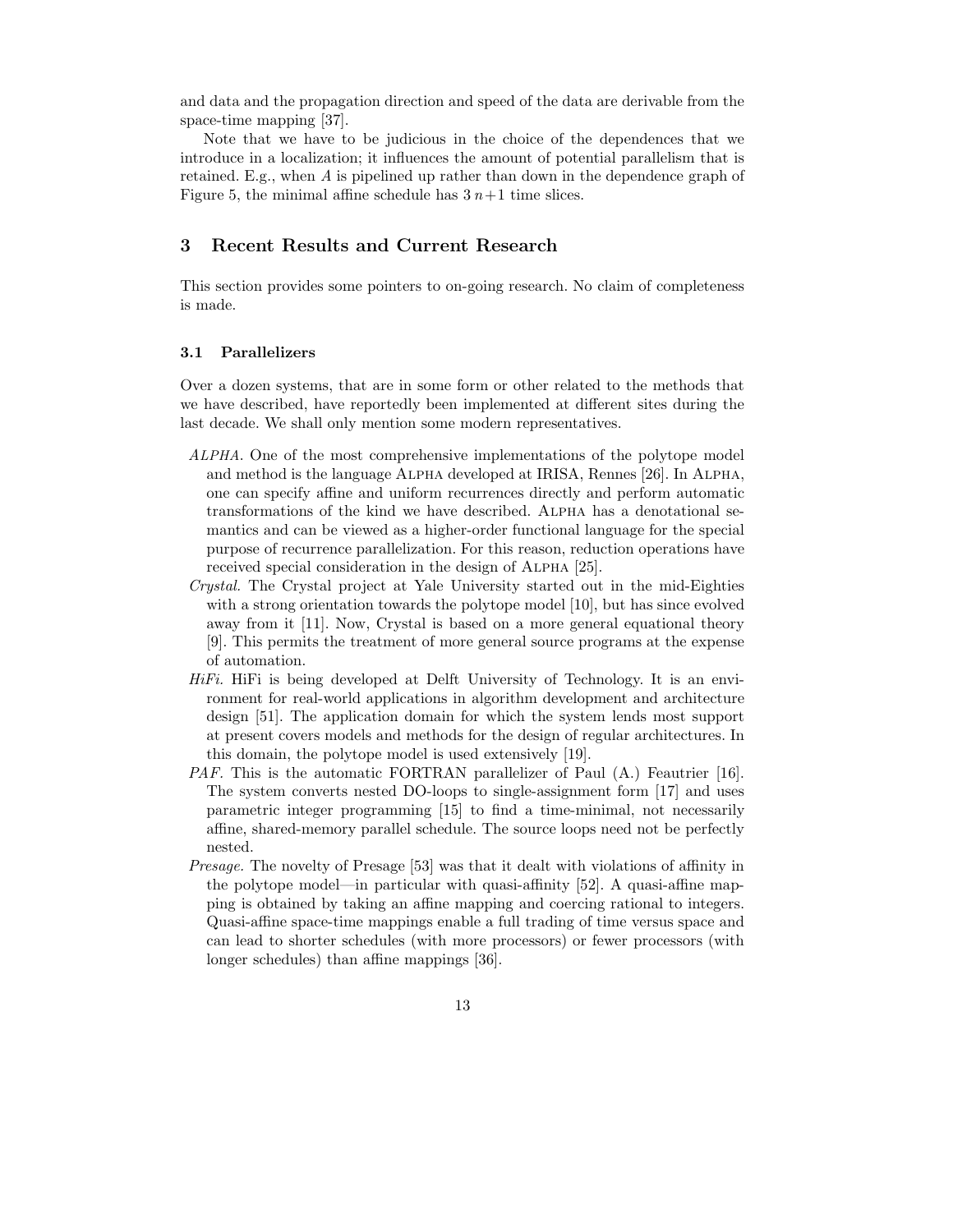and data and the propagation direction and speed of the data are derivable from the space-time mapping [37].

Note that we have to be judicious in the choice of the dependences that we introduce in a localization; it influences the amount of potential parallelism that is retained. E.g., when $A$ is pipelined up rather than down in the dependence graph of Figure 5, the minimal affine schedule has $3\,n+1$ time slices.

## 3 Recent Results and Current Research

This section provides some pointers to on-going research. No claim of completeness is made.

### 3.1 Parallelizers

Over a dozen systems, that are in some form or other related to the methods that we have described, have reportedly been implemented at different sites during the last decade. We shall only mention some modern representatives.

- *ALPHA.* One of the most comprehensive implementations of the polytope model and method is the language Alpha developed at IRISA, Rennes [26]. In Alpha, one can specify affine and uniform recurrences directly and perform automatic transformations of the kind we have described. Alpha has a denotational semantics and can be viewed as a higher-order functional language for the special purpose of recurrence parallelization. For this reason, reduction operations have received special consideration in the design of Alpha [25].
- *Crystal.* The Crystal project at Yale University started out in the mid-Eighties with a strong orientation towards the polytope model [10], but has since evolved away from it [11]. Now, Crystal is based on a more general equational theory [9]. This permits the treatment of more general source programs at the expense of automation.
- *HiFi.* HiFi is being developed at Delft University of Technology. It is an environment for real-world applications in algorithm development and architecture design [51]. The application domain for which the system lends most support at present covers models and methods for the design of regular architectures. In this domain, the polytope model is used extensively [19].
- *PAF.* This is the automatic FORTRAN parallelizer of Paul (A.) Feautrier [16]. The system converts nested DO-loops to single-assignment form [17] and uses parametric integer programming [15] to find a time-minimal, not necessarily affine, shared-memory parallel schedule. The source loops need not be perfectly nested.
- *Presage.* The novelty of Presage [53] was that it dealt with violations of affinity in the polytope model—in particular with quasi-affinity [52]. A quasi-affine mapping is obtained by taking an affine mapping and coercing rational to integers. Quasi-affine space-time mappings enable a full trading of time versus space and can lead to shorter schedules (with more processors) or fewer processors (with longer schedules) than affine mappings [36].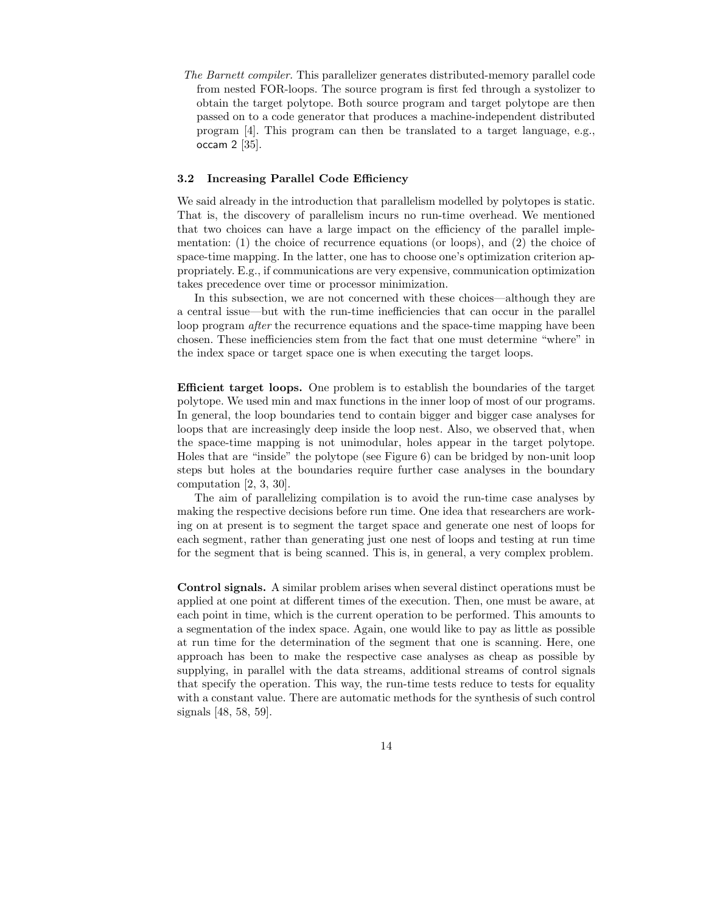*The Barnett compiler.* This parallelizer generates distributed-memory parallel code from nested FOR-loops. The source program is first fed through a systolizer to obtain the target polytope. Both source program and target polytope are then passed on to a code generator that produces a machine-independent distributed program [4]. This program can then be translated to a target language, e.g., occam 2 [35].

### 3.2 Increasing Parallel Code Efficiency

We said already in the introduction that parallelism modelled by polytopes is static. That is, the discovery of parallelism incurs no run-time overhead. We mentioned that two choices can have a large impact on the efficiency of the parallel implementation: (1) the choice of recurrence equations (or loops), and (2) the choice of space-time mapping. In the latter, one has to choose one's optimization criterion appropriately. E.g., if communications are very expensive, communication optimization takes precedence over time or processor minimization.

In this subsection, we are not concerned with these choices—although they are a central issue—but with the run-time inefficiencies that can occur in the parallel loop program *after* the recurrence equations and the space-time mapping have been chosen. These inefficiencies stem from the fact that one must determine "where" in the index space or target space one is when executing the target loops.

**Efficient target loops.** One problem is to establish the boundaries of the target polytope. We used min and max functions in the inner loop of most of our programs. In general, the loop boundaries tend to contain bigger and bigger case analyses for loops that are increasingly deep inside the loop nest. Also, we observed that, when the space-time mapping is not unimodular, holes appear in the target polytope. Holes that are "inside" the polytope (see Figure 6) can be bridged by non-unit loop steps but holes at the boundaries require further case analyses in the boundary computation [2, 3, 30].

The aim of parallelizing compilation is to avoid the run-time case analyses by making the respective decisions before run time. One idea that researchers are working on at present is to segment the target space and generate one nest of loops for each segment, rather than generating just one nest of loops and testing at run time for the segment that is being scanned. This is, in general, a very complex problem.

**Control signals.** A similar problem arises when several distinct operations must be applied at one point at different times of the execution. Then, one must be aware, at each point in time, which is the current operation to be performed. This amounts to a segmentation of the index space. Again, one would like to pay as little as possible at run time for the determination of the segment that one is scanning. Here, one approach has been to make the respective case analyses as cheap as possible by supplying, in parallel with the data streams, additional streams of control signals that specify the operation. This way, the run-time tests reduce to tests for equality with a constant value. There are automatic methods for the synthesis of such control signals [48, 58, 59].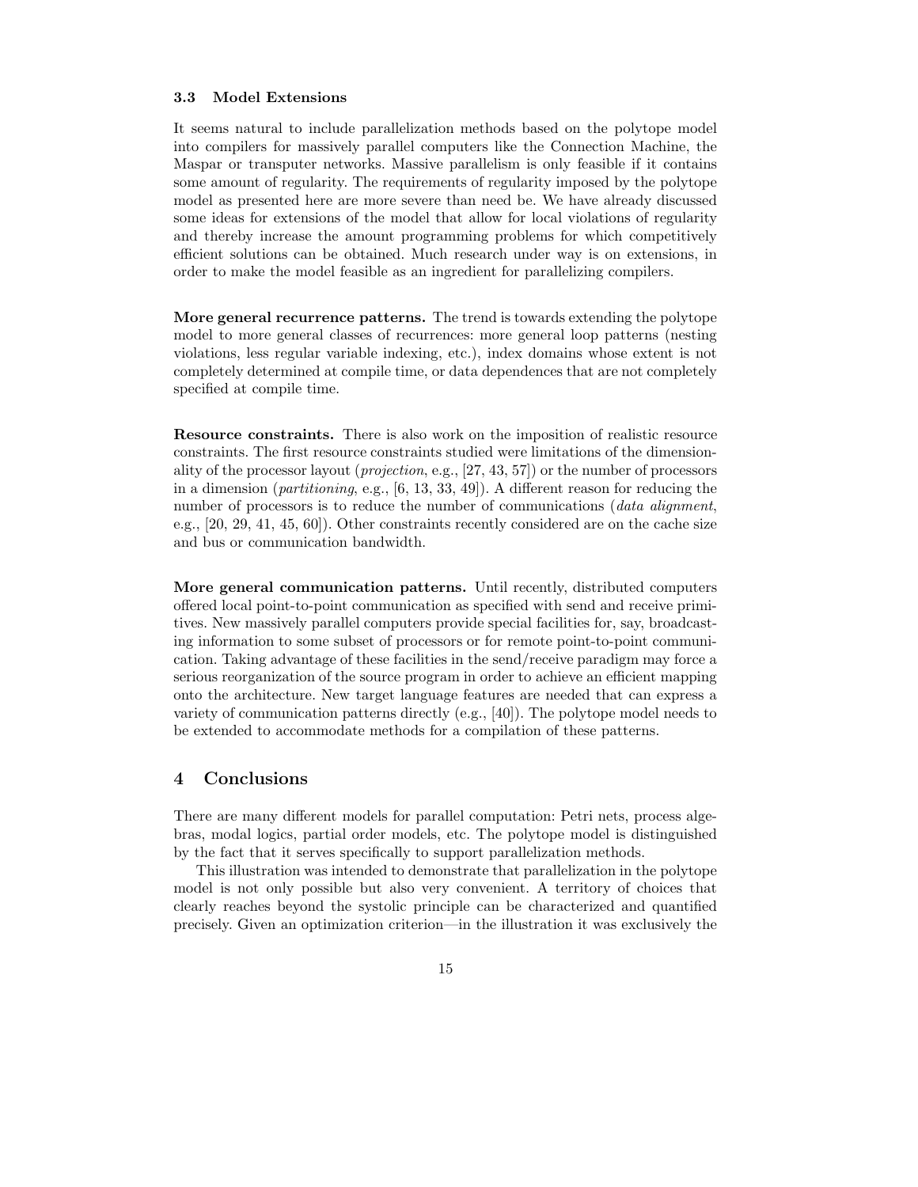### 3.3 Model Extensions

It seems natural to include parallelization methods based on the polytope model into compilers for massively parallel computers like the Connection Machine, the Maspar or transputer networks. Massive parallelism is only feasible if it contains some amount of regularity. The requirements of regularity imposed by the polytope model as presented here are more severe than need be. We have already discussed some ideas for extensions of the model that allow for local violations of regularity and thereby increase the amount programming problems for which competitively efficient solutions can be obtained. Much research under way is on extensions, in order to make the model feasible as an ingredient for parallelizing compilers.

**More general recurrence patterns.** The trend is towards extending the polytope model to more general classes of recurrences: more general loop patterns (nesting violations, less regular variable indexing, etc.), index domains whose extent is not completely determined at compile time, or data dependences that are not completely specified at compile time.

**Resource constraints.** There is also work on the imposition of realistic resource constraints. The first resource constraints studied were limitations of the dimensionality of the processor layout (*projection*, e.g., [27, 43, 57]) or the number of processors in a dimension (*partitioning*, e.g., [6, 13, 33, 49]). A different reason for reducing the number of processors is to reduce the number of communications (*data alignment*, e.g., [20, 29, 41, 45, 60]). Other constraints recently considered are on the cache size and bus or communication bandwidth.

**More general communication patterns.** Until recently, distributed computers offered local point-to-point communication as specified with send and receive primitives. New massively parallel computers provide special facilities for, say, broadcasting information to some subset of processors or for remote point-to-point communication. Taking advantage of these facilities in the send/receive paradigm may force a serious reorganization of the source program in order to achieve an efficient mapping onto the architecture. New target language features are needed that can express a variety of communication patterns directly (e.g., [40]). The polytope model needs to be extended to accommodate methods for a compilation of these patterns.

## 4 Conclusions

There are many different models for parallel computation: Petri nets, process algebras, modal logics, partial order models, etc. The polytope model is distinguished by the fact that it serves specifically to support parallelization methods.

This illustration was intended to demonstrate that parallelization in the polytope model is not only possible but also very convenient. A territory of choices that clearly reaches beyond the systolic principle can be characterized and quantified precisely. Given an optimization criterion—in the illustration it was exclusively the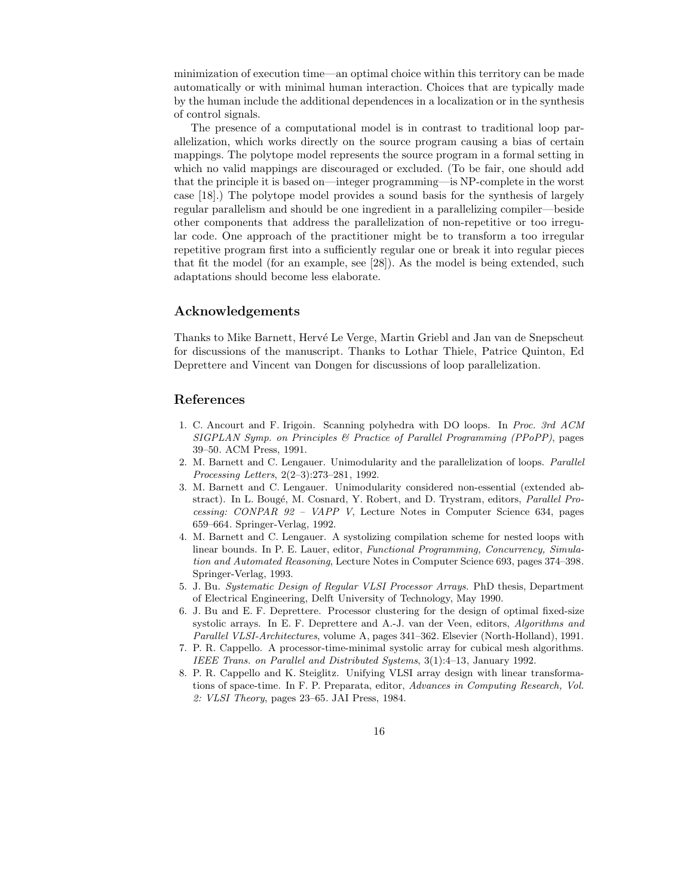minimization of execution time—an optimal choice within this territory can be made automatically or with minimal human interaction. Choices that are typically made by the human include the additional dependences in a localization or in the synthesis of control signals.

The presence of a computational model is in contrast to traditional loop parallelization, which works directly on the source program causing a bias of certain mappings. The polytope model represents the source program in a formal setting in which no valid mappings are discouraged or excluded. (To be fair, one should add that the principle it is based on—integer programming—is NP-complete in the worst case [18].) The polytope model provides a sound basis for the synthesis of largely regular parallelism and should be one ingredient in a parallelizing compiler—beside other components that address the parallelization of non-repetitive or too irregular code. One approach of the practitioner might be to transform a too irregular repetitive program first into a sufficiently regular one or break it into regular pieces that fit the model (for an example, see [28]). As the model is being extended, such adaptations should become less elaborate.

## Acknowledgements

Thanks to Mike Barnett, Hervé Le Verge, Martin Griebl and Jan van de Snepscheut for discussions of the manuscript. Thanks to Lothar Thiele, Patrice Quinton, Ed Deprettere and Vincent van Dongen for discussions of loop parallelization.

## References

1. C. Ancourt and F. Irigoin. Scanning polyhedra with DO loops. In *Proc. 3rd ACM SIGPLAN Symp. on Principles & Practice of Parallel Programming (PPoPP)*, pages 39–50. ACM Press, 1991.
2. M. Barnett and C. Lengauer. Unimodularity and the parallelization of loops. *Parallel Processing Letters*, 2(2–3):273–281, 1992.
3. M. Barnett and C. Lengauer. Unimodularity considered non-essential (extended abstract). In L. Bougé, M. Cosnard, Y. Robert, and D. Trystram, editors, *Parallel Processing: CONPAR 92 – VAPP V*, Lecture Notes in Computer Science 634, pages 659–664. Springer-Verlag, 1992.
4. M. Barnett and C. Lengauer. A systolizing compilation scheme for nested loops with linear bounds. In P. E. Lauer, editor, *Functional Programming, Concurrency, Simulation and Automated Reasoning*, Lecture Notes in Computer Science 693, pages 374–398. Springer-Verlag, 1993.
5. J. Bu. *Systematic Design of Regular VLSI Processor Arrays*. PhD thesis, Department of Electrical Engineering, Delft University of Technology, May 1990.
6. J. Bu and E. F. Deprettere. Processor clustering for the design of optimal fixed-size systolic arrays. In E. F. Deprettere and A.-J. van der Veen, editors, *Algorithms and Parallel VLSI-Architectures*, volume A, pages 341–362. Elsevier (North-Holland), 1991.
7. P. R. Cappello. A processor-time-minimal systolic array for cubical mesh algorithms. *IEEE Trans. on Parallel and Distributed Systems*, 3(1):4–13, January 1992.
8. P. R. Cappello and K. Steiglitz. Unifying VLSI array design with linear transformations of space-time. In F. P. Preparata, editor, *Advances in Computing Research, Vol. 2: VLSI Theory*, pages 23–65. JAI Press, 1984.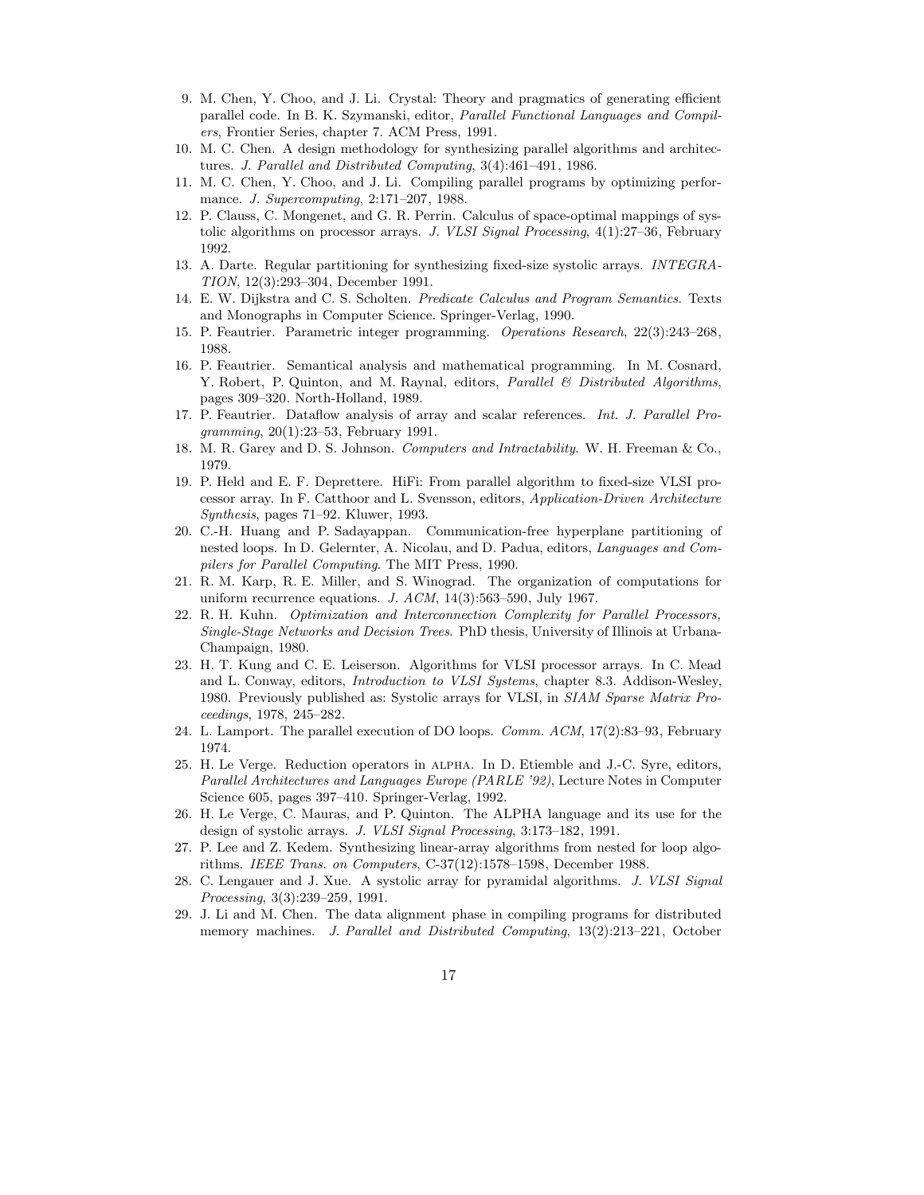9. M. Chen, Y. Choo, and J. Li. Crystal: Theory and pragmatics of generating efficient parallel code. In B. K. Szymanski, editor, *Parallel Functional Languages and Compilers*, Frontier Series, chapter 7. ACM Press, 1991.
10. M. C. Chen. A design methodology for synthesizing parallel algorithms and architectures. *J. Parallel and Distributed Computing*, 3(4):461–491, 1986.
11. M. C. Chen, Y. Choo, and J. Li. Compiling parallel programs by optimizing performance. *J. Supercomputing*, 2:171–207, 1988.
12. P. Clauss, C. Mongenet, and G. R. Perrin. Calculus of space-optimal mappings of systolic algorithms on processor arrays. *J. VLSI Signal Processing*, 4(1):27–36, February 1992.
13. A. Darte. Regular partitioning for synthesizing fixed-size systolic arrays. *INTEGRATION*, 12(3):293–304, December 1991.
14. E. W. Dijkstra and C. S. Scholten. *Predicate Calculus and Program Semantics*. Texts and Monographs in Computer Science. Springer-Verlag, 1990.
15. P. Feautrier. Parametric integer programming. *Operations Research*, 22(3):243–268, 1988.
16. P. Feautrier. Semantical analysis and mathematical programming. In M. Cosnard, Y. Robert, P. Quinton, and M. Raynal, editors, *Parallel & Distributed Algorithms*, pages 309–320. North-Holland, 1989.
17. P. Feautrier. Dataflow analysis of array and scalar references. *Int. J. Parallel Programming*, 20(1):23–53, February 1991.
18. M. R. Garey and D. S. Johnson. *Computers and Intractability*. W. H. Freeman & Co., 1979.
19. P. Held and E. F. Deprettere. HiFi: From parallel algorithm to fixed-size VLSI processor array. In F. Catthoor and L. Svensson, editors, *Application-Driven Architecture Synthesis*, pages 71–92. Kluwer, 1993.
20. C.-H. Huang and P. Sadayappan. Communication-free hyperplane partitioning of nested loops. In D. Gelernter, A. Nicolau, and D. Padua, editors, *Languages and Compilers for Parallel Computing*. The MIT Press, 1990.
21. R. M. Karp, R. E. Miller, and S. Winograd. The organization of computations for uniform recurrence equations. *J. ACM*, 14(3):563–590, July 1967.
22. R. H. Kuhn. *Optimization and Interconnection Complexity for Parallel Processors, Single-Stage Networks and Decision Trees*. PhD thesis, University of Illinois at Urbana-Champaign, 1980.
23. H. T. Kung and C. E. Leiserson. Algorithms for VLSI processor arrays. In C. Mead and L. Conway, editors, *Introduction to VLSI Systems*, chapter 8.3. Addison-Wesley, 1980. Previously published as: Systolic arrays for VLSI, in *SIAM Sparse Matrix Proceedings*, 1978, 245–282.
24. L. Lamport. The parallel execution of DO loops. *Comm. ACM*, 17(2):83–93, February 1974.
25. H. Le Verge. Reduction operators in ALPHA. In D. Etiemble and J.-C. Syre, editors, *Parallel Architectures and Languages Europe (PARLE '92)*, Lecture Notes in Computer Science 605, pages 397–410. Springer-Verlag, 1992.
26. H. Le Verge, C. Mauras, and P. Quinton. The ALPHA language and its use for the design of systolic arrays. *J. VLSI Signal Processing*, 3:173–182, 1991.
27. P. Lee and Z. Kedem. Synthesizing linear-array algorithms from nested for loop algorithms. *IEEE Trans. on Computers*, C-37(12):1578–1598, December 1988.
28. C. Lengauer and J. Xue. A systolic array for pyramidal algorithms. *J. VLSI Signal Processing*, 3(3):239–259, 1991.
29. J. Li and M. Chen. The data alignment phase in compiling programs for distributed memory machines. *J. Parallel and Distributed Computing*, 13(2):213–221, October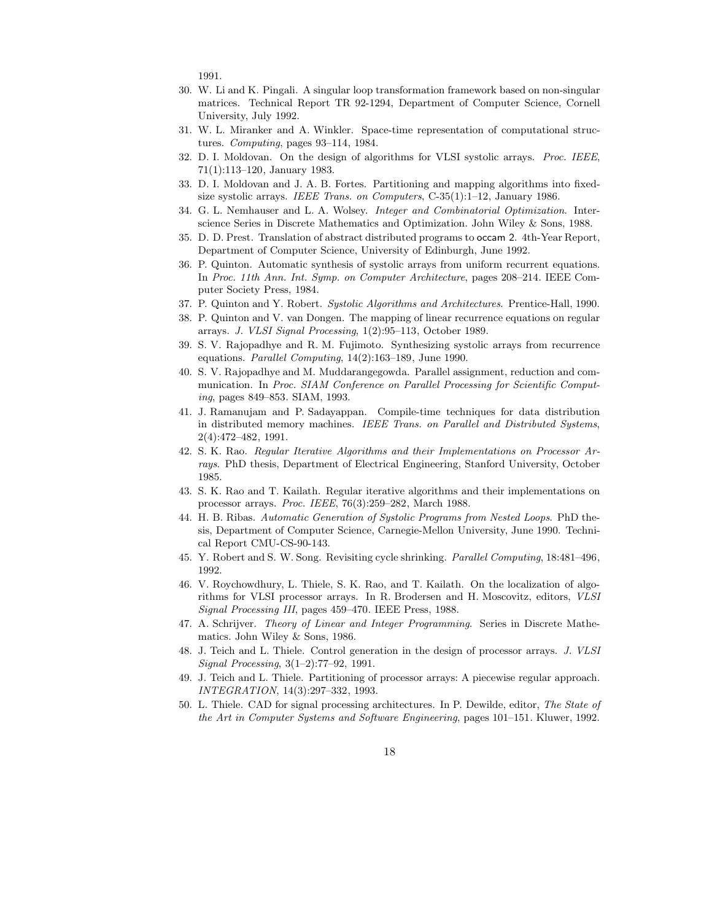1991.

30. W. Li and K. Pingali. A singular loop transformation framework based on non-singular matrices. Technical Report TR 92-1294, Department of Computer Science, Cornell University, July 1992.
31. W. L. Miranker and A. Winkler. Space-time representation of computational structures. *Computing*, pages 93–114, 1984.
32. D. I. Moldovan. On the design of algorithms for VLSI systolic arrays. *Proc. IEEE*, 71(1):113–120, January 1983.
33. D. I. Moldovan and J. A. B. Fortes. Partitioning and mapping algorithms into fixed-size systolic arrays. *IEEE Trans. on Computers*, C-35(1):1–12, January 1986.
34. G. L. Nemhauser and L. A. Wolsey. *Integer and Combinatorial Optimization*. Interscience Series in Discrete Mathematics and Optimization. John Wiley & Sons, 1988.
35. D. D. Prest. Translation of abstract distributed programs to occam 2. 4th-Year Report, Department of Computer Science, University of Edinburgh, June 1992.
36. P. Quinton. Automatic synthesis of systolic arrays from uniform recurrent equations. In *Proc. 11th Ann. Int. Symp. on Computer Architecture*, pages 208–214. IEEE Computer Society Press, 1984.
37. P. Quinton and Y. Robert. *Systolic Algorithms and Architectures*. Prentice-Hall, 1990.
38. P. Quinton and V. van Dongen. The mapping of linear recurrence equations on regular arrays. *J. VLSI Signal Processing*, 1(2):95–113, October 1989.
39. S. V. Rajopadhye and R. M. Fujimoto. Synthesizing systolic arrays from recurrence equations. *Parallel Computing*, 14(2):163–189, June 1990.
40. S. V. Rajopadhye and M. Muddarangegowda. Parallel assignment, reduction and communication. In *Proc. SIAM Conference on Parallel Processing for Scientific Computing*, pages 849–853. SIAM, 1993.
41. J. Ramanujam and P. Sadayappan. Compile-time techniques for data distribution in distributed memory machines. *IEEE Trans. on Parallel and Distributed Systems*, 2(4):472–482, 1991.
42. S. K. Rao. *Regular Iterative Algorithms and their Implementations on Processor Arrays*. PhD thesis, Department of Electrical Engineering, Stanford University, October 1985.
43. S. K. Rao and T. Kailath. Regular iterative algorithms and their implementations on processor arrays. *Proc. IEEE*, 76(3):259–282, March 1988.
44. H. B. Ribas. *Automatic Generation of Systolic Programs from Nested Loops*. PhD thesis, Department of Computer Science, Carnegie-Mellon University, June 1990. Technical Report CMU-CS-90-143.
45. Y. Robert and S. W. Song. Revisiting cycle shrinking. *Parallel Computing*, 18:481–496, 1992.
46. V. Roychowdhury, L. Thiele, S. K. Rao, and T. Kailath. On the localization of algorithms for VLSI processor arrays. In R. Brodersen and H. Moscovitz, editors, *VLSI Signal Processing III*, pages 459–470. IEEE Press, 1988.
47. A. Schrijver. *Theory of Linear and Integer Programming*. Series in Discrete Mathematics. John Wiley & Sons, 1986.
48. J. Teich and L. Thiele. Control generation in the design of processor arrays. *J. VLSI Signal Processing*, 3(1–2):77–92, 1991.
49. J. Teich and L. Thiele. Partitioning of processor arrays: A piecewise regular approach. *INTEGRATION*, 14(3):297–332, 1993.
50. L. Thiele. CAD for signal processing architectures. In P. Dewilde, editor, *The State of the Art in Computer Systems and Software Engineering*, pages 101–151. Kluwer, 1992.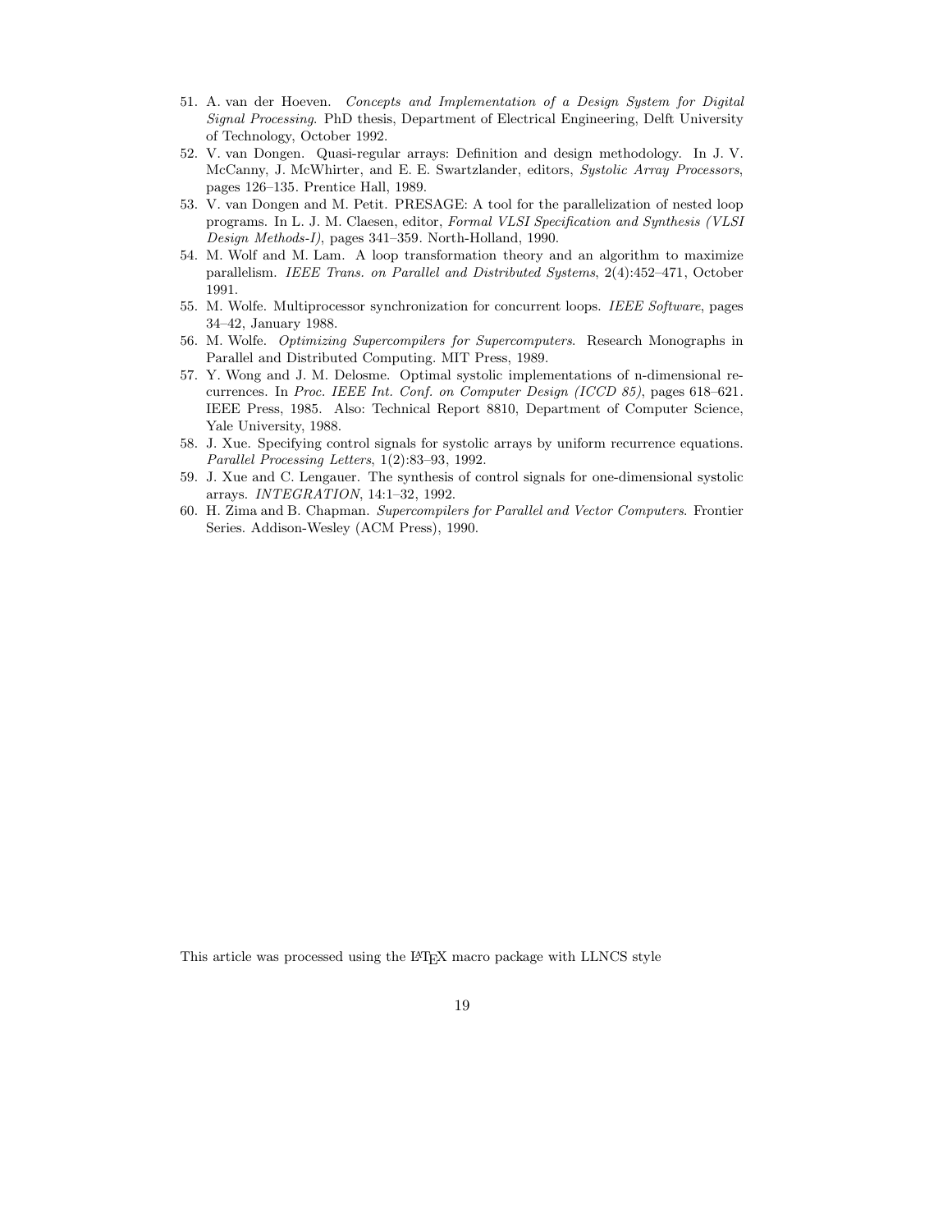51. A. van der Hoeven. *Concepts and Implementation of a Design System for Digital Signal Processing*. PhD thesis, Department of Electrical Engineering, Delft University of Technology, October 1992.
52. V. van Dongen. Quasi-regular arrays: Definition and design methodology. In J. V. McCanny, J. McWhirter, and E. E. Swartzlander, editors, *Systolic Array Processors*, pages 126–135. Prentice Hall, 1989.
53. V. van Dongen and M. Petit. PRESAGE: A tool for the parallelization of nested loop programs. In L. J. M. Claesen, editor, *Formal VLSI Specification and Synthesis (VLSI Design Methods-I)*, pages 341–359. North-Holland, 1990.
54. M. Wolf and M. Lam. A loop transformation theory and an algorithm to maximize parallelism. *IEEE Trans. on Parallel and Distributed Systems*, 2(4):452–471, October 1991.
55. M. Wolfe. Multiprocessor synchronization for concurrent loops. *IEEE Software*, pages 34–42, January 1988.
56. M. Wolfe. *Optimizing Supercompilers for Supercomputers*. Research Monographs in Parallel and Distributed Computing. MIT Press, 1989.
57. Y. Wong and J. M. Delosme. Optimal systolic implementations of n-dimensional recurrences. In *Proc. IEEE Int. Conf. on Computer Design (ICCD 85)*, pages 618–621. IEEE Press, 1985. Also: Technical Report 8810, Department of Computer Science, Yale University, 1988.
58. J. Xue. Specifying control signals for systolic arrays by uniform recurrence equations. *Parallel Processing Letters*, 1(2):83–93, 1992.
59. J. Xue and C. Lengauer. The synthesis of control signals for one-dimensional systolic arrays. *INTEGRATION*, 14:1–32, 1992.
60. H. Zima and B. Chapman. *Supercompilers for Parallel and Vector Computers*. Frontier Series. Addison-Wesley (ACM Press), 1990.

This article was processed using the LaTeX macro package with LLNCS style